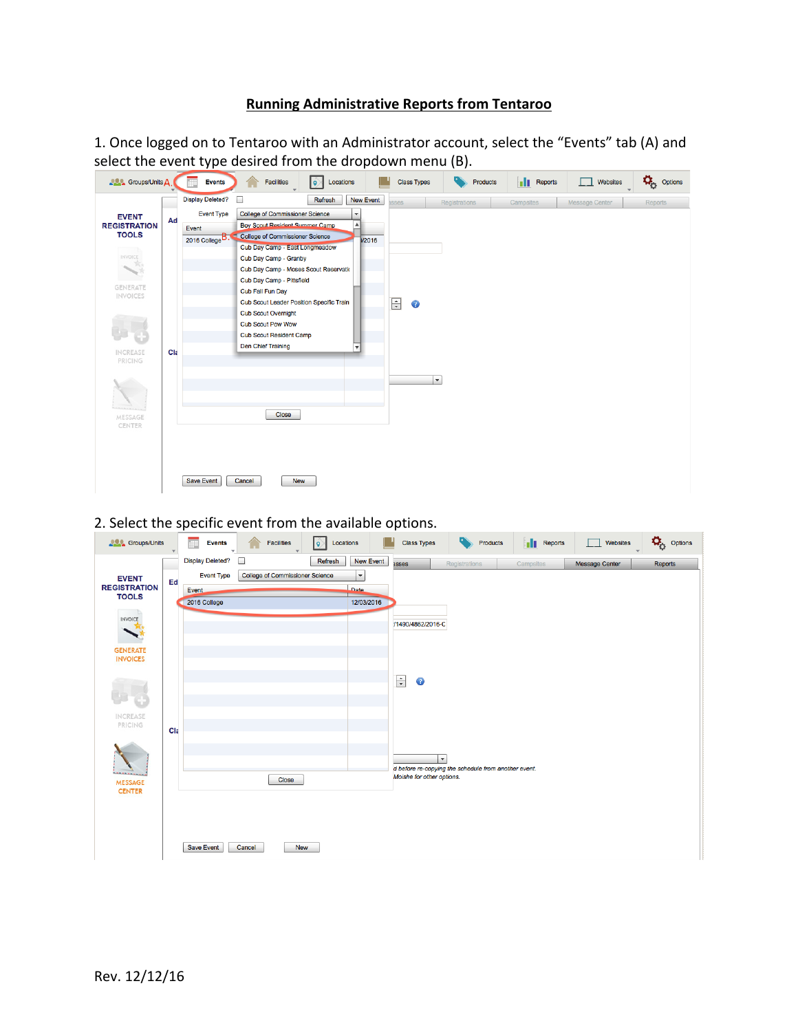# Running Administrative Reports from Tentaroo

1. Once logged on to Tentaroo with an Administrator account, select the "Events" tab (A) and select the event type desired from the dropdown menu (B).

2. Select the specific event from the available options.

Rev. 12/12/16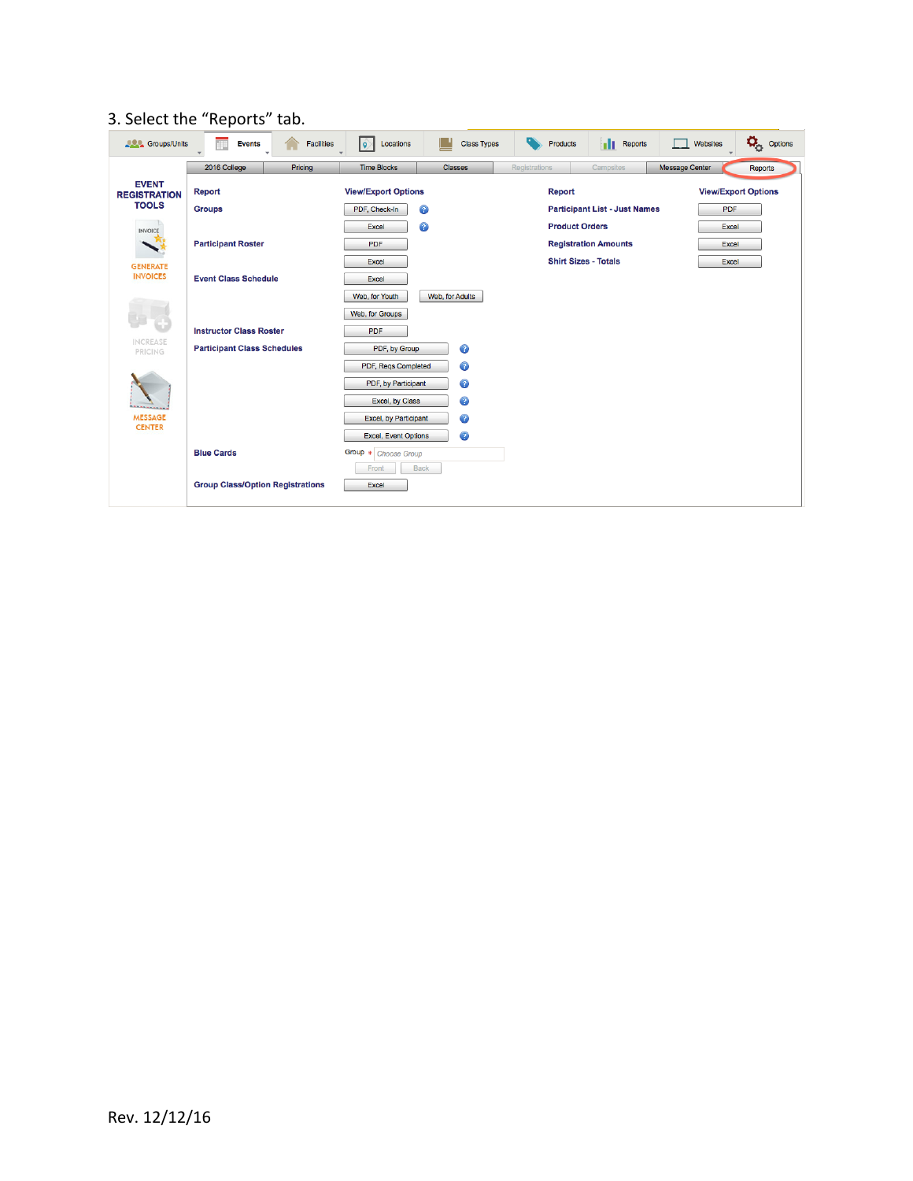3. Select the "Reports" tab.

Groups/Units | Events | Facilities | Locations | Class Types | Products | Reports | Websites | Options

2016 College | Pricing | Time Blocks | Classes | Registrations | Campsites | Message Center | Reports

**EVENT REGISTRATION TOOLS**

GENERATE INVOICES

INCREASE PRICING

MESSAGE CENTER

| Report | View/Export Options | Report | View/Export Options |
|---|---|---|---|
| Groups | PDF, Check-In | Participant List - Just Names | PDF |
| | Excel | Product Orders | Excel |
| Participant Roster | PDF | Registration Amounts | Excel |
| | Excel | Shirt Sizes - Totals | Excel |
| Event Class Schedule | Excel | | |
| | Web, for Youth; Web, for Adults | | |
| | Web, for Groups | | |
| Instructor Class Roster | PDF | | |
| Participant Class Schedules | PDF, by Group | | |
| | PDF, Reqs Completed | | |
| | PDF, by Participant | | |
| | Excel, by Class | | |
| | Excel, by Participant | | |
| | Excel, Event Options | | |
| Blue Cards | Group * Choose Group; Front; Back | | |
| Group Class/Option Registrations | Excel | | |

Rev. 12/12/16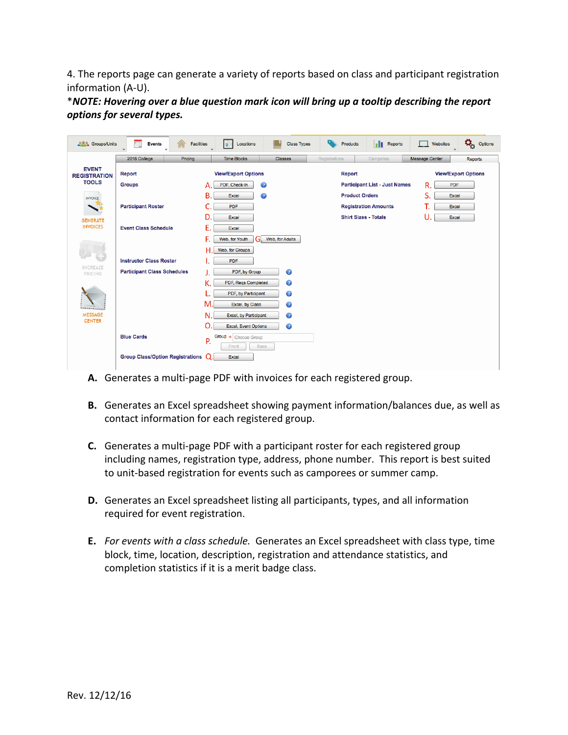4. The reports page can generate a variety of reports based on class and participant registration information (A-U).

*NOTE: Hovering over a blue question mark icon will bring up a tooltip describing the report options for several types.*

| Report | View/Export Options | Report | View/Export Options |
| --- | --- | --- | --- |
| Groups | A. PDF, Check-In | Participant List - Just Names | R. PDF |
| | B. Excel | Product Orders | S. Excel |
| Participant Roster | C. PDF | Registration Amounts | T. Excel |
| | D. Excel | Shirt Sizes - Totals | U. Excel |
| Event Class Schedule | E. Excel | | |
| | F. Web, for Youth; G. Web, for Adults | | |
| | H. Web, for Groups | | |
| Instructor Class Roster | I. PDF | | |
| Participant Class Schedules | J. PDF, by Group | | |
| | K. PDF, Reqs Completed | | |
| | L. PDF, by Participant | | |
| | M. Excel, by Class | | |
| | N. Excel, by Participant | | |
| | O. Excel, Event Options | | |
| Blue Cards | P. Group: Choose Group; Front / Back | | |
| Group Class/Option Registrations | Q. Excel | | |

**A.** Generates a multi-page PDF with invoices for each registered group.

**B.** Generates an Excel spreadsheet showing payment information/balances due, as well as contact information for each registered group.

**C.** Generates a multi-page PDF with a participant roster for each registered group including names, registration type, address, phone number. This report is best suited to unit-based registration for events such as camporees or summer camp.

**D.** Generates an Excel spreadsheet listing all participants, types, and all information required for event registration.

**E.** *For events with a class schedule.* Generates an Excel spreadsheet with class type, time block, time, location, description, registration and attendance statistics, and completion statistics if it is a merit badge class.

Rev. 12/12/16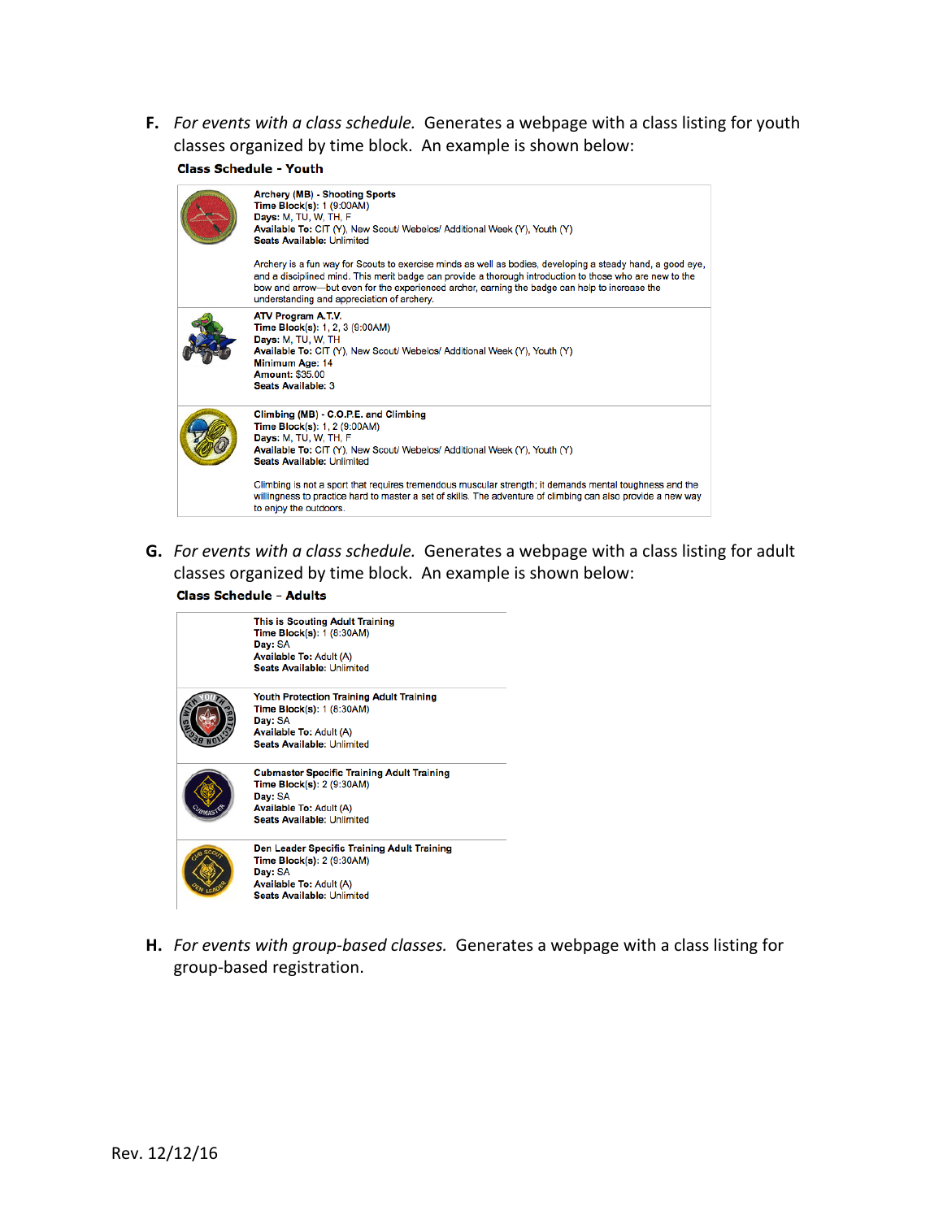F. *For events with a class schedule.* Generates a webpage with a class listing for youth classes organized by time block. An example is shown below:

**Class Schedule - Youth**

**Archery (MB) - Shooting Sports**
**Time Block(s):** 1 (9:00AM)
**Days:** M, TU, W, TH, F
**Available To:** CIT (Y), New Scout/ Webelos/ Additional Week (Y), Youth (Y)
**Seats Available:** Unlimited

Archery is a fun way for Scouts to exercise minds as well as bodies, developing a steady hand, a good eye, and a disciplined mind. This merit badge can provide a thorough introduction to those who are new to the bow and arrow—but even for the experienced archer, earning the badge can help to increase the understanding and appreciation of archery.

**ATV Program A.T.V.**
**Time Block(s):** 1, 2, 3 (9:00AM)
**Days:** M, TU, W, TH
**Available To:** CIT (Y), New Scout/ Webelos/ Additional Week (Y), Youth (Y)
**Minimum Age:** 14
**Amount:** $35.00
**Seats Available:** 3

**Climbing (MB) - C.O.P.E. and Climbing**
**Time Block(s):** 1, 2 (9:00AM)
**Days:** M, TU, W, TH, F
**Available To:** CIT (Y), New Scout/ Webelos/ Additional Week (Y), Youth (Y)
**Seats Available:** Unlimited

Climbing is not a sport that requires tremendous muscular strength; it demands mental toughness and the willingness to practice hard to master a set of skills. The adventure of climbing can also provide a new way to enjoy the outdoors.

G. *For events with a class schedule.* Generates a webpage with a class listing for adult classes organized by time block. An example is shown below:

**Class Schedule – Adults**

**This is Scouting Adult Training**
**Time Block(s):** 1 (8:30AM)
**Day:** SA
**Available To:** Adult (A)
**Seats Available:** Unlimited

**Youth Protection Training Adult Training**
**Time Block(s):** 1 (8:30AM)
**Day:** SA
**Available To:** Adult (A)
**Seats Available:** Unlimited

**Cubmaster Specific Training Adult Training**
**Time Block(s):** 2 (9:30AM)
**Day:** SA
**Available To:** Adult (A)
**Seats Available:** Unlimited

**Den Leader Specific Training Adult Training**
**Time Block(s):** 2 (9:30AM)
**Day:** SA
**Available To:** Adult (A)
**Seats Available:** Unlimited

H. *For events with group-based classes.* Generates a webpage with a class listing for group-based registration.

Rev. 12/12/16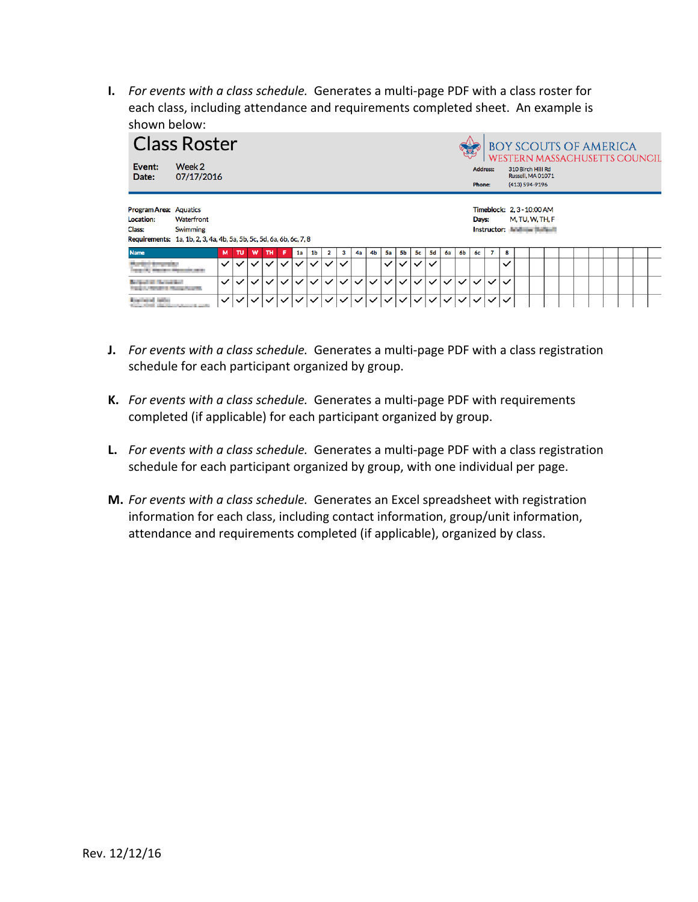I. *For events with a class schedule.* Generates a multi-page PDF with a class roster for each class, including attendance and requirements completed sheet. An example is shown below:

# Class Roster

**Event:** Week 2
**Date:** 07/17/2016

BOY SCOUTS OF AMERICA
WESTERN MASSACHUSETTS COUNCIL
**Address:** 310 Birch Hill Rd
Russell, MA 01071
**Phone:** (413) 594-9196

**Program Area:** Aquatics
**Location:** Waterfront
**Class:** Swimming
**Requirements:** 1a, 1b, 2, 3, 4a, 4b, 5a, 5b, 5c, 5d, 6a, 6b, 6c, 7, 8

**Timeblock:** 2, 3 - 10:00 AM
**Days:** M, TU, W, TH, F
**Instructor:**

| Name | M | TU | W | TH | F | 1a | 1b | 2 | 3 | 4a | 4b | 5a | 5b | 5c | 5d | 6a | 6b | 6c | 7 | 8 |
|---|---|---|---|---|---|---|---|---|---|---|---|---|---|---|---|---|---|---|---|---|
| | ✓ | ✓ | ✓ | ✓ | ✓ | ✓ | ✓ | ✓ | ✓ | | | ✓ | ✓ | ✓ | ✓ | | | | | ✓ |
| | ✓ | ✓ | ✓ | ✓ | ✓ | ✓ | ✓ | ✓ | ✓ | ✓ | ✓ | ✓ | ✓ | ✓ | ✓ | ✓ | ✓ | ✓ | ✓ | ✓ |
| | ✓ | ✓ | ✓ | ✓ | ✓ | ✓ | ✓ | ✓ | ✓ | ✓ | ✓ | ✓ | ✓ | ✓ | ✓ | ✓ | ✓ | ✓ | ✓ | ✓ |

J. *For events with a class schedule.* Generates a multi-page PDF with a class registration schedule for each participant organized by group.

K. *For events with a class schedule.* Generates a multi-page PDF with requirements completed (if applicable) for each participant organized by group.

L. *For events with a class schedule.* Generates a multi-page PDF with a class registration schedule for each participant organized by group, with one individual per page.

M. *For events with a class schedule.* Generates an Excel spreadsheet with registration information for each class, including contact information, group/unit information, attendance and requirements completed (if applicable), organized by class.

Rev. 12/12/16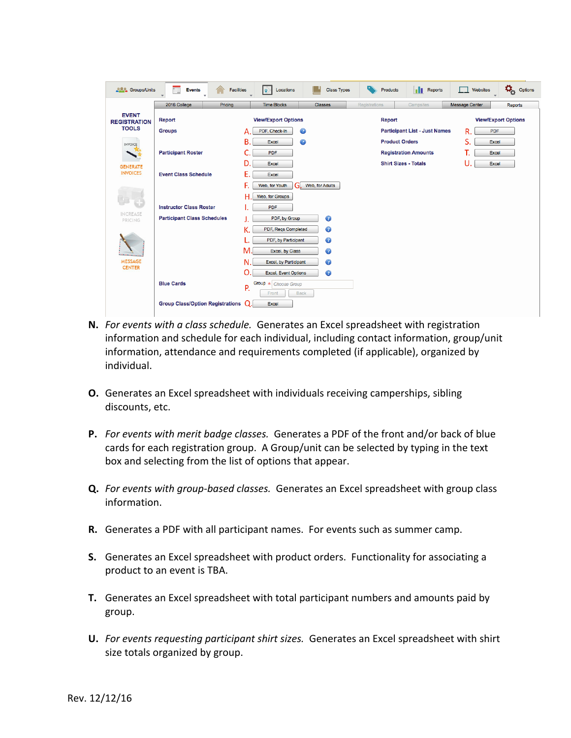Groups/Units | Events | Facilities | Locations | Class Types | Products | Reports | Websites | Options

2016 College | Pricing | Time Blocks | Classes | Registrations | Campsites | Message Center | Reports

EVENT REGISTRATION TOOLS

GENERATE INVOICES

INCREASE PRICING

MESSAGE CENTER

| Report | | View/Export Options |
|---|---|---|
| Groups | A. | PDF, Check-In |
| | B. | Excel |
| Participant Roster | C. | PDF |
| | D. | Excel |
| Event Class Schedule | E. | Excel |
| | F. | Web, for Youth |
| | G. | Web, for Adults |
| | H. | Web, for Groups |
| Instructor Class Roster | I. | PDF |
| Participant Class Schedules | J. | PDF, by Group |
| | K. | PDF, Reqs Completed |
| | L. | PDF, by Participant |
| | M. | Excel, by Class |
| | N. | Excel, by Participant |
| | O. | Excel, Event Options |
| Blue Cards | P. | Group * Choose Group; Front; Back |
| Group Class/Option Registrations | Q. | Excel |

| Report | | View/Export Options |
|---|---|---|
| Participant List - Just Names | R. | PDF |
| Product Orders | S. | Excel |
| Registration Amounts | T. | Excel |
| Shirt Sizes - Totals | U. | Excel |

**N.** *For events with a class schedule.* Generates an Excel spreadsheet with registration information and schedule for each individual, including contact information, group/unit information, attendance and requirements completed (if applicable), organized by individual.

**O.** Generates an Excel spreadsheet with individuals receiving camperships, sibling discounts, etc.

**P.** *For events with merit badge classes.* Generates a PDF of the front and/or back of blue cards for each registration group. A Group/unit can be selected by typing in the text box and selecting from the list of options that appear.

**Q.** *For events with group-based classes.* Generates an Excel spreadsheet with group class information.

**R.** Generates a PDF with all participant names. For events such as summer camp.

**S.** Generates an Excel spreadsheet with product orders. Functionality for associating a product to an event is TBA.

**T.** Generates an Excel spreadsheet with total participant numbers and amounts paid by group.

**U.** *For events requesting participant shirt sizes.* Generates an Excel spreadsheet with shirt size totals organized by group.

Rev. 12/12/16